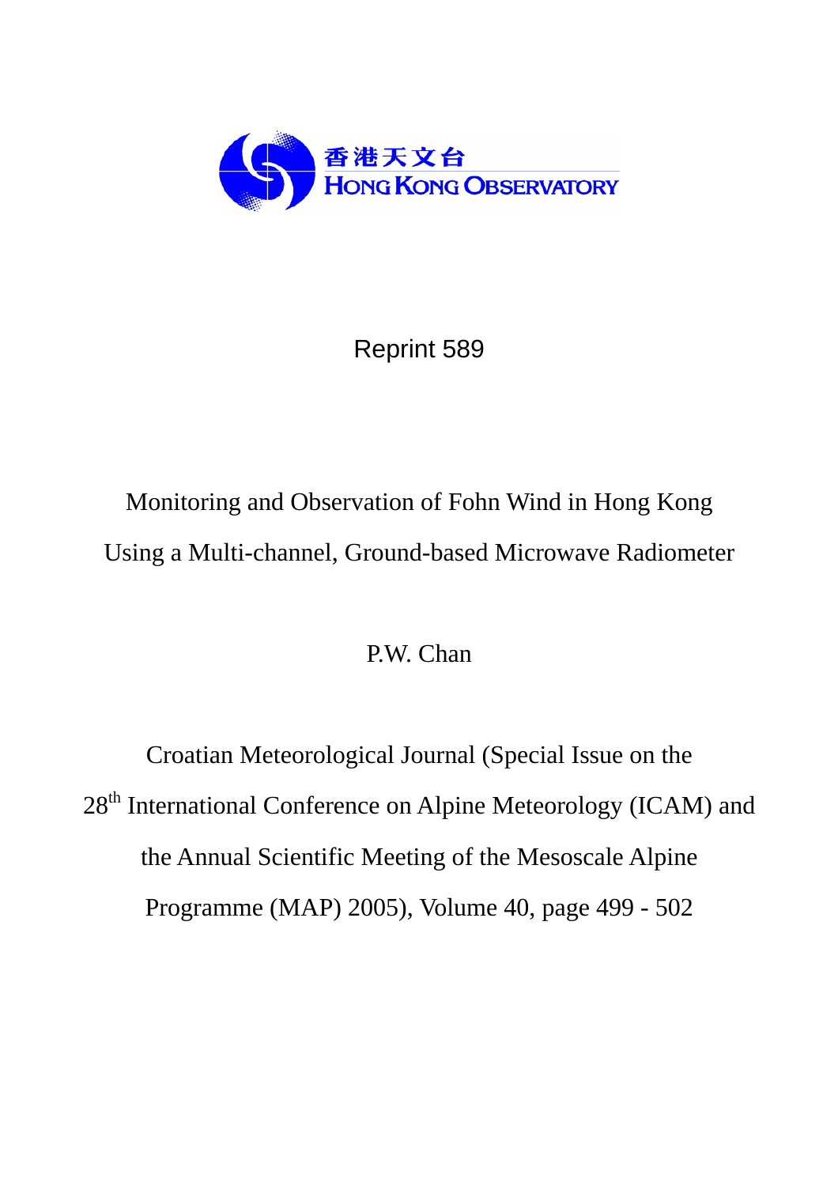香港天文台
HONG KONG OBSERVATORY

Reprint 589

# Monitoring and Observation of Fohn Wind in Hong Kong Using a Multi-channel, Ground-based Microwave Radiometer

P.W. Chan

Croatian Meteorological Journal (Special Issue on the 28th International Conference on Alpine Meteorology (ICAM) and the Annual Scientific Meeting of the Mesoscale Alpine Programme (MAP) 2005), Volume 40, page 499 - 502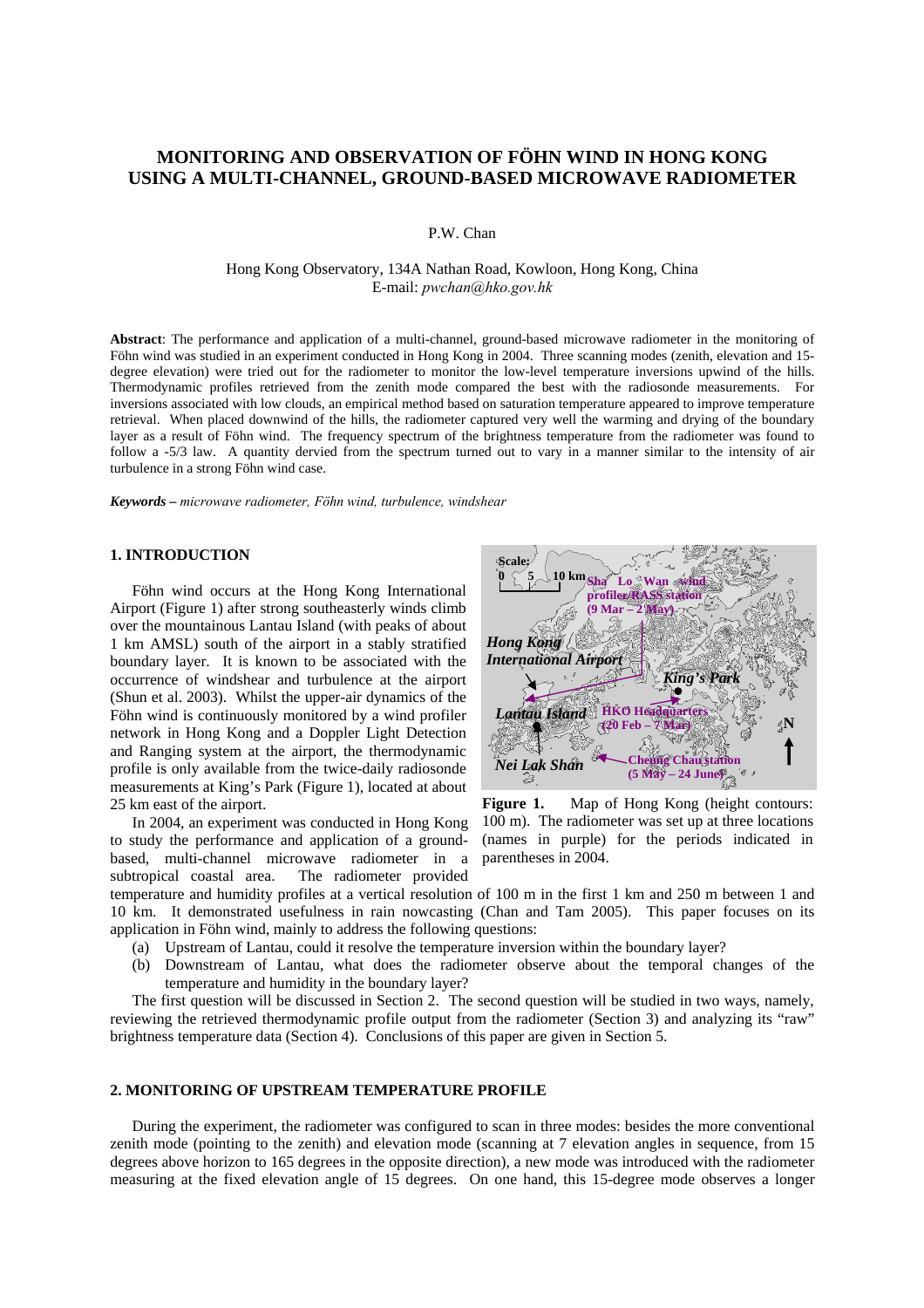# MONITORING AND OBSERVATION OF FÖHN WIND IN HONG KONG USING A MULTI-CHANNEL, GROUND-BASED MICROWAVE RADIOMETER

P.W. Chan

Hong Kong Observatory, 134A Nathan Road, Kowloon, Hong Kong, China
E-mail: *pwchan@hko.gov.hk*

**Abstract**: The performance and application of a multi-channel, ground-based microwave radiometer in the monitoring of Föhn wind was studied in an experiment conducted in Hong Kong in 2004. Three scanning modes (zenith, elevation and 15-degree elevation) were tried out for the radiometer to monitor the low-level temperature inversions upwind of the hills. Thermodynamic profiles retrieved from the zenith mode compared the best with the radiosonde measurements. For inversions associated with low clouds, an empirical method based on saturation temperature appeared to improve temperature retrieval. When placed downwind of the hills, the radiometer captured very well the warming and drying of the boundary layer as a result of Föhn wind. The frequency spectrum of the brightness temperature from the radiometer was found to follow a -5/3 law. A quantity dervied from the spectrum turned out to vary in a manner similar to the intensity of air turbulence in a strong Föhn wind case.

***Keywords –*** *microwave radiometer, Föhn wind, turbulence, windshear*

## 1. INTRODUCTION

Föhn wind occurs at the Hong Kong International Airport (Figure 1) after strong southeasterly winds climb over the mountainous Lantau Island (with peaks of about 1 km AMSL) south of the airport in a stably stratified boundary layer. It is known to be associated with the occurrence of windshear and turbulence at the airport (Shun et al. 2003). Whilst the upper-air dynamics of the Föhn wind is continuously monitored by a wind profiler network in Hong Kong and a Doppler Light Detection and Ranging system at the airport, the thermodynamic profile is only available from the twice-daily radiosonde measurements at King's Park (Figure 1), located at about 25 km east of the airport.

In 2004, an experiment was conducted in Hong Kong to study the performance and application of a ground-based, multi-channel microwave radiometer in a subtropical coastal area. The radiometer provided temperature and humidity profiles at a vertical resolution of 100 m in the first 1 km and 250 m between 1 and 10 km. It demonstrated usefulness in rain nowcasting (Chan and Tam 2005). This paper focuses on its application in Föhn wind, mainly to address the following questions:

(a) Upstream of Lantau, could it resolve the temperature inversion within the boundary layer?

(b) Downstream of Lantau, what does the radiometer observe about the temporal changes of the temperature and humidity in the boundary layer?

**Figure 1.** Map of Hong Kong (height contours: 100 m). The radiometer was set up at three locations (names in purple) for the periods indicated in parentheses in 2004.

The first question will be discussed in Section 2. The second question will be studied in two ways, namely, reviewing the retrieved thermodynamic profile output from the radiometer (Section 3) and analyzing its "raw" brightness temperature data (Section 4). Conclusions of this paper are given in Section 5.

## 2. MONITORING OF UPSTREAM TEMPERATURE PROFILE

During the experiment, the radiometer was configured to scan in three modes: besides the more conventional zenith mode (pointing to the zenith) and elevation mode (scanning at 7 elevation angles in sequence, from 15 degrees above horizon to 165 degrees in the opposite direction), a new mode was introduced with the radiometer measuring at the fixed elevation angle of 15 degrees. On one hand, this 15-degree mode observes a longer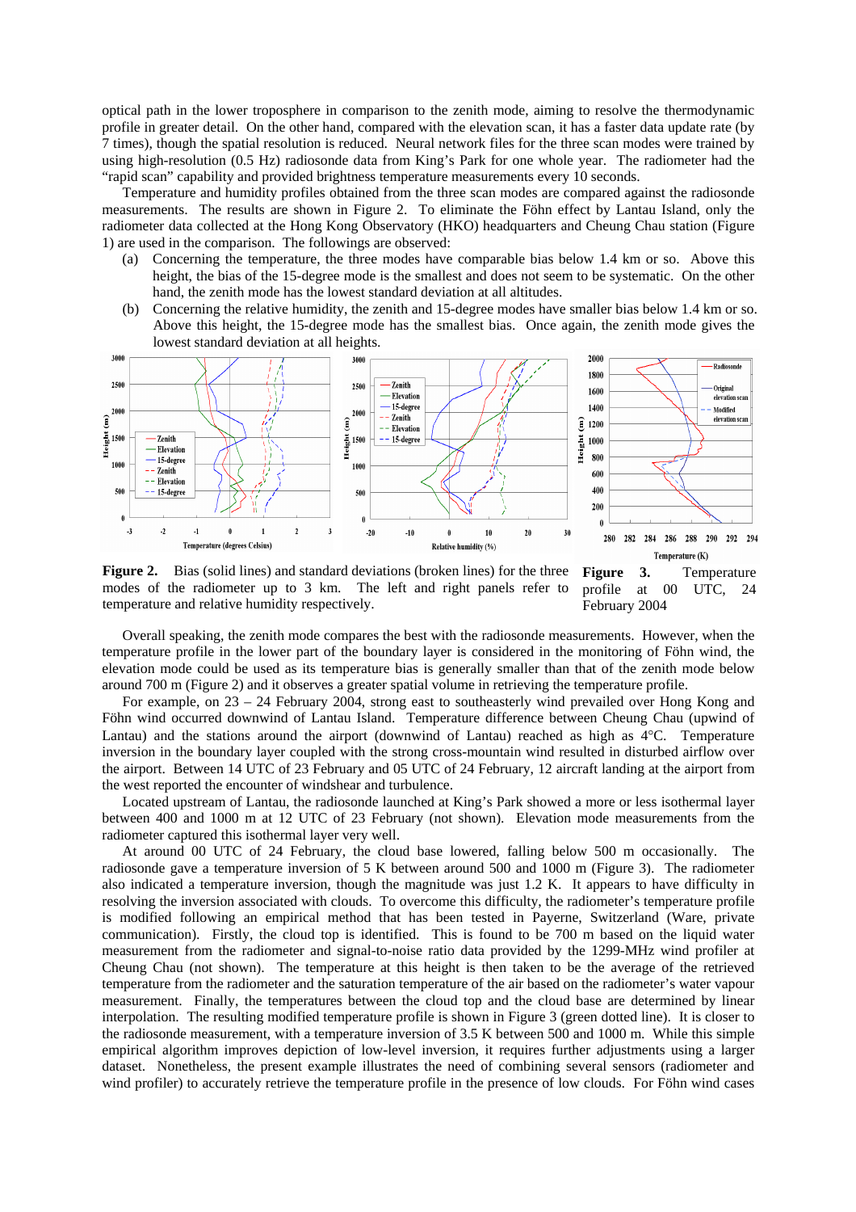optical path in the lower troposphere in comparison to the zenith mode, aiming to resolve the thermodynamic profile in greater detail. On the other hand, compared with the elevation scan, it has a faster data update rate (by 7 times), though the spatial resolution is reduced. Neural network files for the three scan modes were trained by using high-resolution (0.5 Hz) radiosonde data from King's Park for one whole year. The radiometer had the "rapid scan" capability and provided brightness temperature measurements every 10 seconds.

Temperature and humidity profiles obtained from the three scan modes are compared against the radiosonde measurements. The results are shown in Figure 2. To eliminate the Föhn effect by Lantau Island, only the radiometer data collected at the Hong Kong Observatory (HKO) headquarters and Cheung Chau station (Figure 1) are used in the comparison. The followings are observed:

(a) Concerning the temperature, the three modes have comparable bias below 1.4 km or so. Above this height, the bias of the 15-degree mode is the smallest and does not seem to be systematic. On the other hand, the zenith mode has the lowest standard deviation at all altitudes.

(b) Concerning the relative humidity, the zenith and 15-degree modes have smaller bias below 1.4 km or so. Above this height, the 15-degree mode has the smallest bias. Once again, the zenith mode gives the lowest standard deviation at all heights.

**Figure 2.** Bias (solid lines) and standard deviations (broken lines) for the three modes of the radiometer up to 3 km. The left and right panels refer to temperature and relative humidity respectively.

**Figure 3.** Temperature profile at 00 UTC, 24 February 2004

Overall speaking, the zenith mode compares the best with the radiosonde measurements. However, when the temperature profile in the lower part of the boundary layer is considered in the monitoring of Föhn wind, the elevation mode could be used as its temperature bias is generally smaller than that of the zenith mode below around 700 m (Figure 2) and it observes a greater spatial volume in retrieving the temperature profile.

For example, on 23 – 24 February 2004, strong east to southeasterly wind prevailed over Hong Kong and Föhn wind occurred downwind of Lantau Island. Temperature difference between Cheung Chau (upwind of Lantau) and the stations around the airport (downwind of Lantau) reached as high as 4°C. Temperature inversion in the boundary layer coupled with the strong cross-mountain wind resulted in disturbed airflow over the airport. Between 14 UTC of 23 February and 05 UTC of 24 February, 12 aircraft landing at the airport from the west reported the encounter of windshear and turbulence.

Located upstream of Lantau, the radiosonde launched at King's Park showed a more or less isothermal layer between 400 and 1000 m at 12 UTC of 23 February (not shown). Elevation mode measurements from the radiometer captured this isothermal layer very well.

At around 00 UTC of 24 February, the cloud base lowered, falling below 500 m occasionally. The radiosonde gave a temperature inversion of 5 K between around 500 and 1000 m (Figure 3). The radiometer also indicated a temperature inversion, though the magnitude was just 1.2 K. It appears to have difficulty in resolving the inversion associated with clouds. To overcome this difficulty, the radiometer's temperature profile is modified following an empirical method that has been tested in Payerne, Switzerland (Ware, private communication). Firstly, the cloud top is identified. This is found to be 700 m based on the liquid water measurement from the radiometer and signal-to-noise ratio data provided by the 1299-MHz wind profiler at Cheung Chau (not shown). The temperature at this height is then taken to be the average of the retrieved temperature from the radiometer and the saturation temperature of the air based on the radiometer's water vapour measurement. Finally, the temperatures between the cloud top and the cloud base are determined by linear interpolation. The resulting modified temperature profile is shown in Figure 3 (green dotted line). It is closer to the radiosonde measurement, with a temperature inversion of 3.5 K between 500 and 1000 m. While this simple empirical algorithm improves depiction of low-level inversion, it requires further adjustments using a larger dataset. Nonetheless, the present example illustrates the need of combining several sensors (radiometer and wind profiler) to accurately retrieve the temperature profile in the presence of low clouds. For Föhn wind cases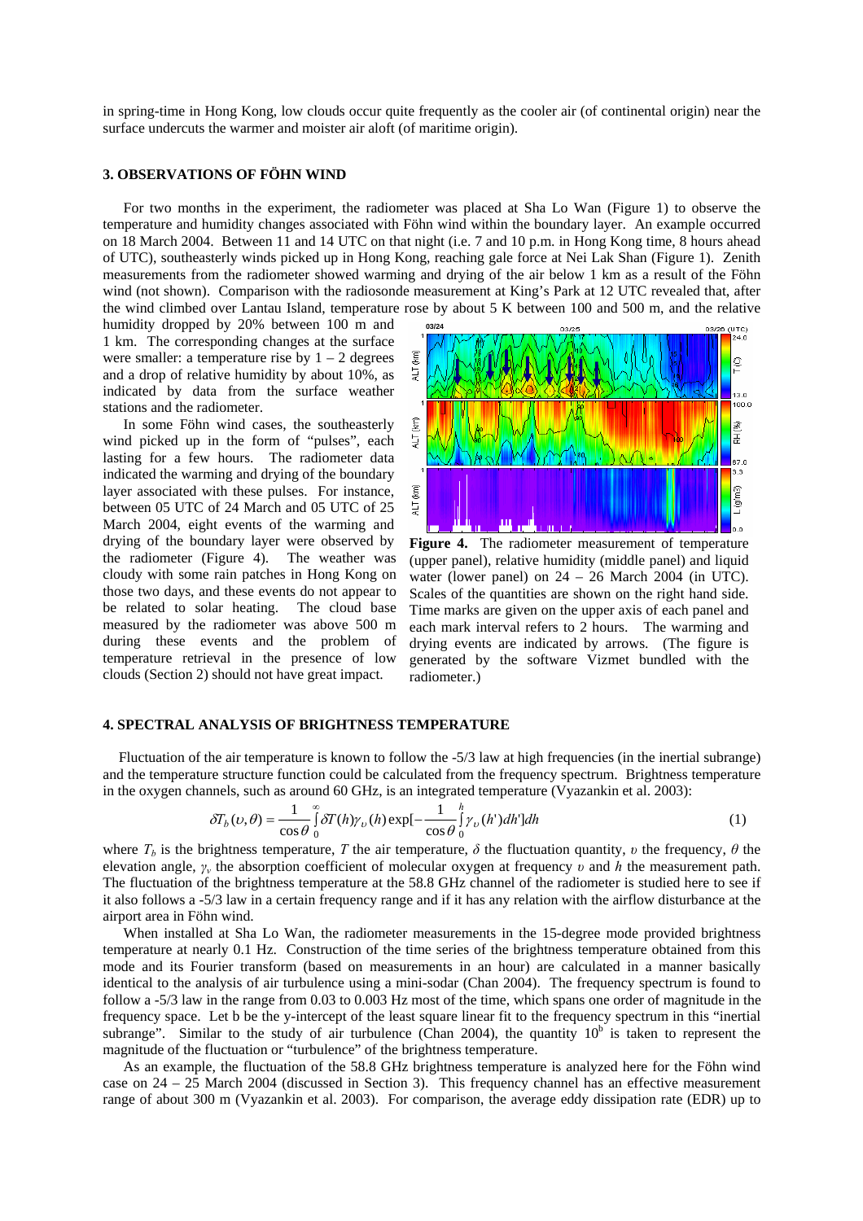in spring-time in Hong Kong, low clouds occur quite frequently as the cooler air (of continental origin) near the surface undercuts the warmer and moister air aloft (of maritime origin).

### 3. OBSERVATIONS OF FÖHN WIND

For two months in the experiment, the radiometer was placed at Sha Lo Wan (Figure 1) to observe the temperature and humidity changes associated with Föhn wind within the boundary layer. An example occurred on 18 March 2004. Between 11 and 14 UTC on that night (i.e. 7 and 10 p.m. in Hong Kong time, 8 hours ahead of UTC), southeasterly winds picked up in Hong Kong, reaching gale force at Nei Lak Shan (Figure 1). Zenith measurements from the radiometer showed warming and drying of the air below 1 km as a result of the Föhn wind (not shown). Comparison with the radiosonde measurement at King's Park at 12 UTC revealed that, after the wind climbed over Lantau Island, temperature rose by about 5 K between 100 and 500 m, and the relative humidity dropped by 20% between 100 m and 1 km. The corresponding changes at the surface were smaller: a temperature rise by 1 – 2 degrees and a drop of relative humidity by about 10%, as indicated by data from the surface weather stations and the radiometer.

In some Föhn wind cases, the southeasterly wind picked up in the form of "pulses", each lasting for a few hours. The radiometer data indicated the warming and drying of the boundary layer associated with these pulses. For instance, between 05 UTC of 24 March and 05 UTC of 25 March 2004, eight events of the warming and drying of the boundary layer were observed by the radiometer (Figure 4). The weather was cloudy with some rain patches in Hong Kong on those two days, and these events do not appear to be related to solar heating. The cloud base measured by the radiometer was above 500 m during these events and the problem of temperature retrieval in the presence of low clouds (Section 2) should not have great impact.

**Figure 4.** The radiometer measurement of temperature (upper panel), relative humidity (middle panel) and liquid water (lower panel) on 24 – 26 March 2004 (in UTC). Scales of the quantities are shown on the right hand side. Time marks are given on the upper axis of each panel and each mark interval refers to 2 hours. The warming and drying events are indicated by arrows. (The figure is generated by the software Vizmet bundled with the radiometer.)

### 4. SPECTRAL ANALYSIS OF BRIGHTNESS TEMPERATURE

Fluctuation of the air temperature is known to follow the -5/3 law at high frequencies (in the inertial subrange) and the temperature structure function could be calculated from the frequency spectrum. Brightness temperature in the oxygen channels, such as around 60 GHz, is an integrated temperature (Vyazankin et al. 2003):

$$\delta T_b(\upsilon,\theta) = \frac{1}{\cos\theta}\int_0^{\infty}\delta T(h)\gamma_\upsilon(h)\exp[-\frac{1}{\cos\theta}\int_0^{h}\gamma_\upsilon(h')dh']dh \qquad (1)$$

where $T_b$ is the brightness temperature, $T$ the air temperature, $\delta$ the fluctuation quantity, $\upsilon$ the frequency, $\theta$ the elevation angle, $\gamma_v$ the absorption coefficient of molecular oxygen at frequency $\upsilon$ and $h$ the measurement path. The fluctuation of the brightness temperature at the 58.8 GHz channel of the radiometer is studied here to see if it also follows a -5/3 law in a certain frequency range and if it has any relation with the airflow disturbance at the airport area in Föhn wind.

When installed at Sha Lo Wan, the radiometer measurements in the 15-degree mode provided brightness temperature at nearly 0.1 Hz. Construction of the time series of the brightness temperature obtained from this mode and its Fourier transform (based on measurements in an hour) are calculated in a manner basically identical to the analysis of air turbulence using a mini-sodar (Chan 2004). The frequency spectrum is found to follow a -5/3 law in the range from 0.03 to 0.003 Hz most of the time, which spans one order of magnitude in the frequency space. Let b be the y-intercept of the least square linear fit to the frequency spectrum in this "inertial subrange". Similar to the study of air turbulence (Chan 2004), the quantity $10^b$ is taken to represent the magnitude of the fluctuation or "turbulence" of the brightness temperature.

As an example, the fluctuation of the 58.8 GHz brightness temperature is analyzed here for the Föhn wind case on 24 – 25 March 2004 (discussed in Section 3). This frequency channel has an effective measurement range of about 300 m (Vyazankin et al. 2003). For comparison, the average eddy dissipation rate (EDR) up to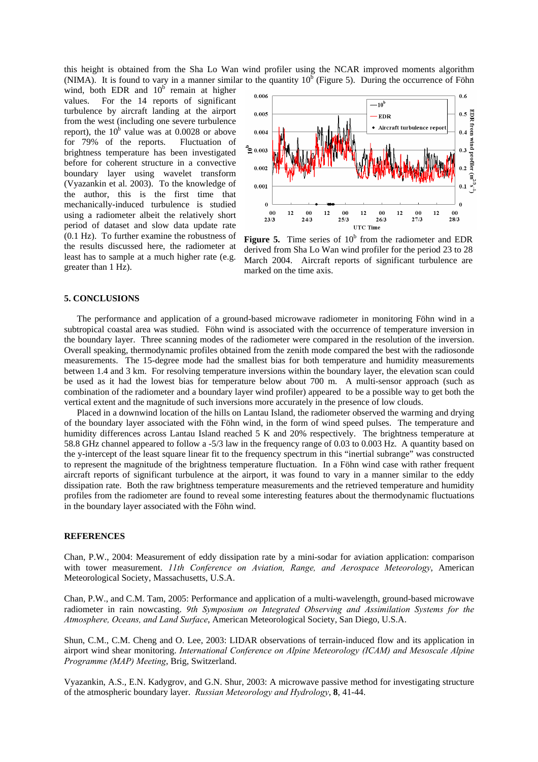this height is obtained from the Sha Lo Wan wind profiler using the NCAR improved moments algorithm (NIMA). It is found to vary in a manner similar to the quantity $10^b$ (Figure 5). During the occurrence of Föhn wind, both EDR and $10^b$ remain at higher values. For the 14 reports of significant turbulence by aircraft landing at the airport from the west (including one severe turbulence report), the $10^b$ value was at 0.0028 or above for 79% of the reports. Fluctuation of brightness temperature has been investigated before for coherent structure in a convective boundary layer using wavelet transform (Vyazankin et al. 2003). To the knowledge of the author, this is the first time that mechanically-induced turbulence is studied using a radiometer albeit the relatively short period of dataset and slow data update rate (0.1 Hz). To further examine the robustness of the results discussed here, the radiometer at least has to sample at a much higher rate (e.g. greater than 1 Hz).

$10^b$

0.006
0.005
0.004
0.003
0.002
0.001
0

EDR from wind profiler ($m^{2/3}s^{-1}$)

0.6
0.5
0.4
0.3
0.2
0.1
0

— $10^b$
— EDR
◆ Aircraft turbulence report

00 23/3 12 00 24/3 12 00 25/3 12 00 26/3 12 00 27/3 12 00 28/3

UTC Time

**Figure 5.** Time series of $10^b$ from the radiometer and EDR derived from Sha Lo Wan wind profiler for the period 23 to 28 March 2004. Aircraft reports of significant turbulence are marked on the time axis.

## 5. CONCLUSIONS

The performance and application of a ground-based microwave radiometer in monitoring Föhn wind in a subtropical coastal area was studied. Föhn wind is associated with the occurrence of temperature inversion in the boundary layer. Three scanning modes of the radiometer were compared in the resolution of the inversion. Overall speaking, thermodynamic profiles obtained from the zenith mode compared the best with the radiosonde measurements. The 15-degree mode had the smallest bias for both temperature and humidity measurements between 1.4 and 3 km. For resolving temperature inversions within the boundary layer, the elevation scan could be used as it had the lowest bias for temperature below about 700 m. A multi-sensor approach (such as combination of the radiometer and a boundary layer wind profiler) appeared to be a possible way to get both the vertical extent and the magnitude of such inversions more accurately in the presence of low clouds.

Placed in a downwind location of the hills on Lantau Island, the radiometer observed the warming and drying of the boundary layer associated with the Föhn wind, in the form of wind speed pulses. The temperature and humidity differences across Lantau Island reached 5 K and 20% respectively. The brightness temperature at 58.8 GHz channel appeared to follow a -5/3 law in the frequency range of 0.03 to 0.003 Hz. A quantity based on the y-intercept of the least square linear fit to the frequency spectrum in this "inertial subrange" was constructed to represent the magnitude of the brightness temperature fluctuation. In a Föhn wind case with rather frequent aircraft reports of significant turbulence at the airport, it was found to vary in a manner similar to the eddy dissipation rate. Both the raw brightness temperature measurements and the retrieved temperature and humidity profiles from the radiometer are found to reveal some interesting features about the thermodynamic fluctuations in the boundary layer associated with the Föhn wind.

## REFERENCES

Chan, P.W., 2004: Measurement of eddy dissipation rate by a mini-sodar for aviation application: comparison with tower measurement. *11th Conference on Aviation, Range, and Aerospace Meteorology*, American Meteorological Society, Massachusetts, U.S.A.

Chan, P.W., and C.M. Tam, 2005: Performance and application of a multi-wavelength, ground-based microwave radiometer in rain nowcasting. *9th Symposium on Integrated Observing and Assimilation Systems for the Atmosphere, Oceans, and Land Surface*, American Meteorological Society, San Diego, U.S.A.

Shun, C.M., C.M. Cheng and O. Lee, 2003: LIDAR observations of terrain-induced flow and its application in airport wind shear monitoring. *International Conference on Alpine Meteorology (ICAM) and Mesoscale Alpine Programme (MAP) Meeting*, Brig, Switzerland.

Vyazankin, A.S., E.N. Kadygrov, and G.N. Shur, 2003: A microwave passive method for investigating structure of the atmospheric boundary layer. *Russian Meteorology and Hydrology*, **8**, 41-44.